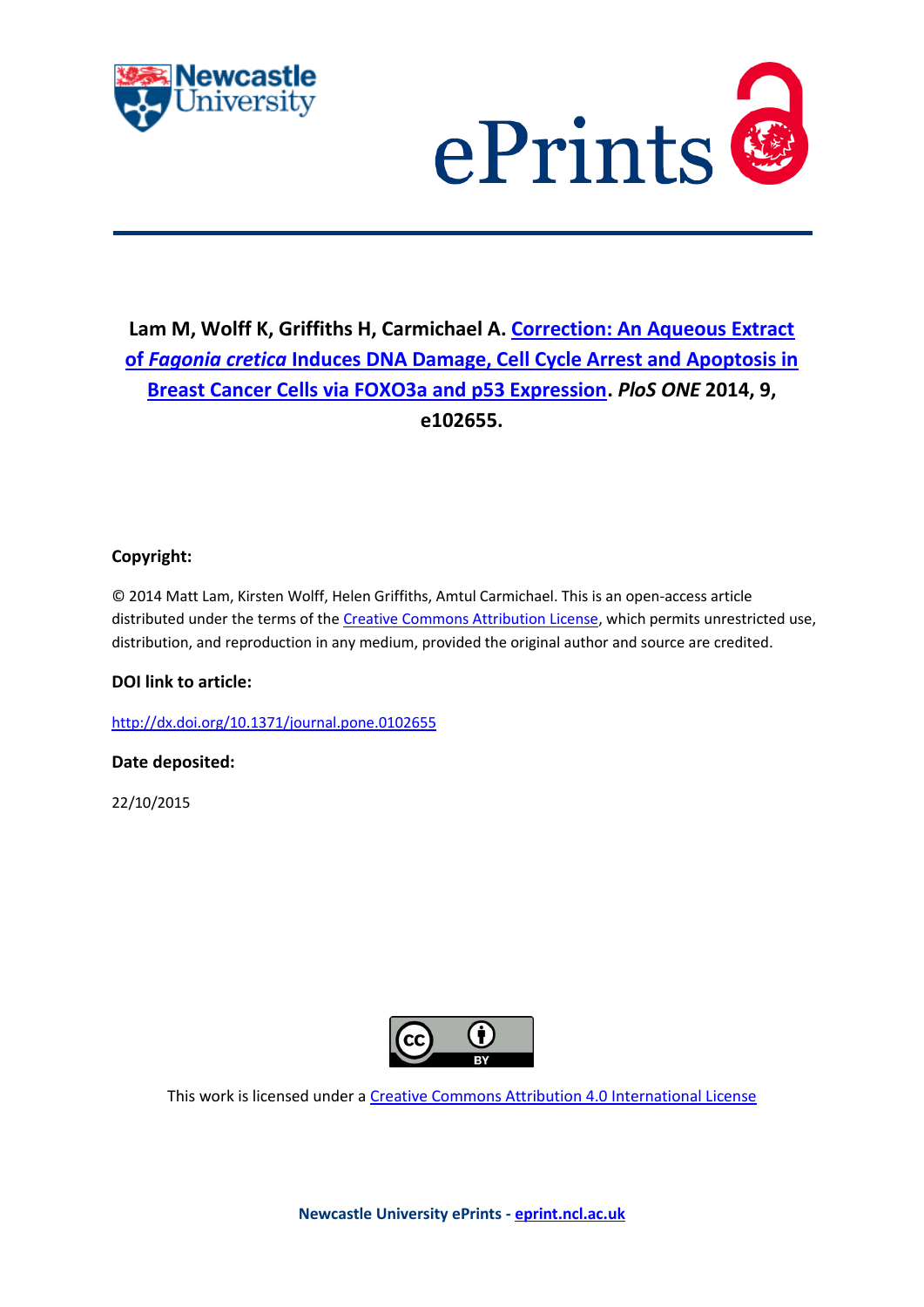Lam M, Wolff K, Griffiths H, Carmichael A. Correction: An Aqueous Extract of *Fagonia cretica* Induces DNA Damage, Cell Cycle Arrest and Apoptosis in Breast Cancer Cells via FOXO3a and p53 Expression. *PloS ONE* 2014, 9, e102655.

**Copyright:**

© 2014 Matt Lam, Kirsten Wolff, Helen Griffiths, Amtul Carmichael. This is an open-access article distributed under the terms of the Creative Commons Attribution License, which permits unrestricted use, distribution, and reproduction in any medium, provided the original author and source are credited.

**DOI link to article:**

http://dx.doi.org/10.1371/journal.pone.0102655

**Date deposited:**

22/10/2015

This work is licensed under a Creative Commons Attribution 4.0 International License

**Newcastle University ePrints - eprint.ncl.ac.uk**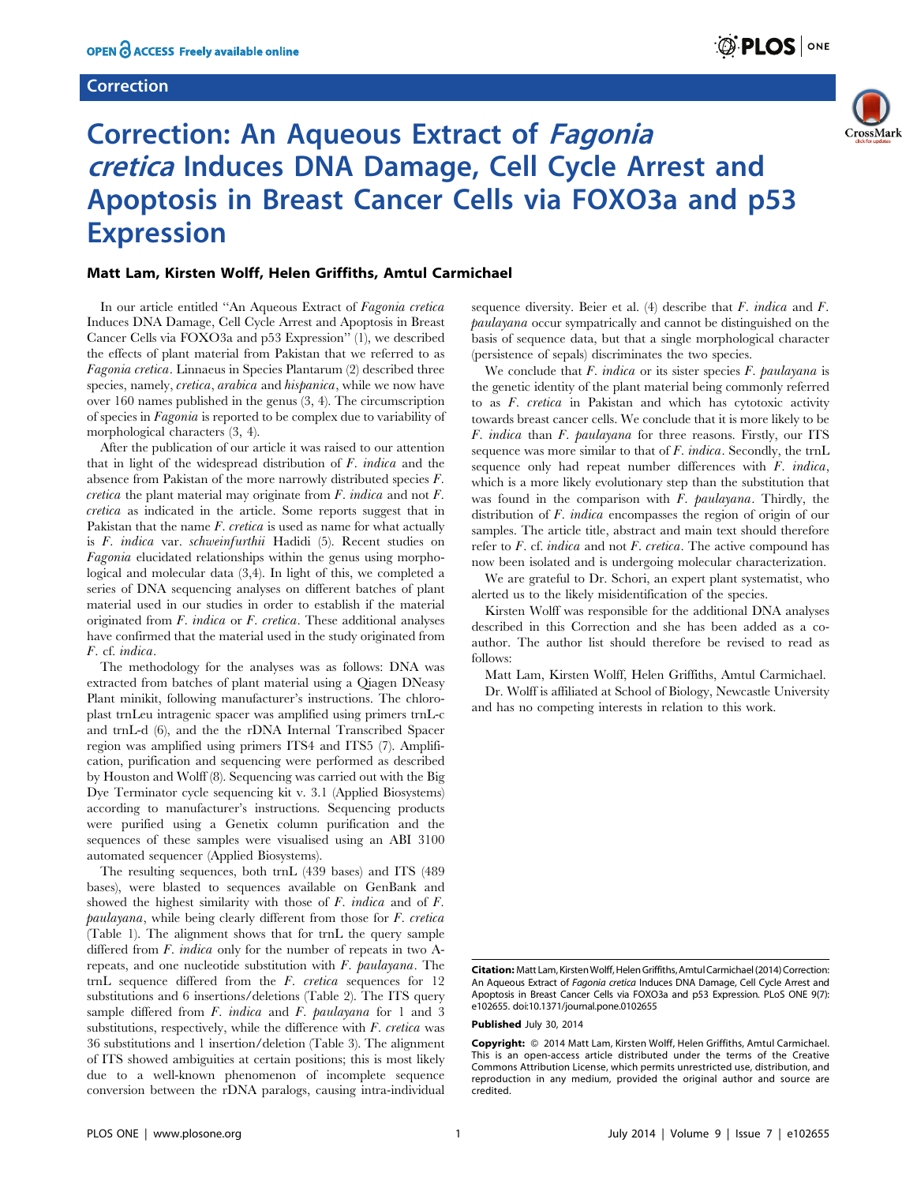## Correction

# Correction: An Aqueous Extract of *Fagonia cretica* Induces DNA Damage, Cell Cycle Arrest and Apoptosis in Breast Cancer Cells via FOXO3a and p53 Expression

**Matt Lam, Kirsten Wolff, Helen Griffiths, Amtul Carmichael**

In our article entitled "An Aqueous Extract of *Fagonia cretica* Induces DNA Damage, Cell Cycle Arrest and Apoptosis in Breast Cancer Cells via FOXO3a and p53 Expression" (1), we described the effects of plant material from Pakistan that we referred to as *Fagonia cretica*. Linnaeus in Species Plantarum (2) described three species, namely, *cretica*, *arabica* and *hispanica*, while we now have over 160 names published in the genus (3, 4). The circumscription of species in *Fagonia* is reported to be complex due to variability of morphological characters (3, 4).

After the publication of our article it was raised to our attention that in light of the widespread distribution of *F. indica* and the absence from Pakistan of the more narrowly distributed species *F. cretica* the plant material may originate from *F. indica* and not *F. cretica* as indicated in the article. Some reports suggest that in Pakistan that the name *F. cretica* is used as name for what actually is *F. indica* var. *schweinfurthii* Hadidi (5). Recent studies on *Fagonia* elucidated relationships within the genus using morphological and molecular data (3,4). In light of this, we completed a series of DNA sequencing analyses on different batches of plant material used in our studies in order to establish if the material originated from *F. indica* or *F. cretica*. These additional analyses have confirmed that the material used in the study originated from *F.* cf. *indica*.

The methodology for the analyses was as follows: DNA was extracted from batches of plant material using a Qiagen DNeasy Plant minikit, following manufacturer's instructions. The chloroplast trnLeu intragenic spacer was amplified using primers trnL-c and trnL-d (6), and the the rDNA Internal Transcribed Spacer region was amplified using primers ITS4 and ITS5 (7). Amplification, purification and sequencing were performed as described by Houston and Wolff (8). Sequencing was carried out with the Big Dye Terminator cycle sequencing kit v. 3.1 (Applied Biosystems) according to manufacturer's instructions. Sequencing products were purified using a Genetix column purification and the sequences of these samples were visualised using an ABI 3100 automated sequencer (Applied Biosystems).

The resulting sequences, both trnL (439 bases) and ITS (489 bases), were blasted to sequences available on GenBank and showed the highest similarity with those of *F. indica* and of *F. paulayana*, while being clearly different from those for *F. cretica* (Table 1). The alignment shows that for trnL the query sample differed from *F. indica* only for the number of repeats in two A-repeats, and one nucleotide substitution with *F. paulayana*. The trnL sequence differed from the *F. cretica* sequences for 12 substitutions and 6 insertions/deletions (Table 2). The ITS query sample differed from *F. indica* and *F. paulayana* for 1 and 3 substitutions, respectively, while the difference with *F. cretica* was 36 substitutions and 1 insertion/deletion (Table 3). The alignment of ITS showed ambiguities at certain positions; this is most likely due to a well-known phenomenon of incomplete sequence conversion between the rDNA paralogs, causing intra-individual sequence diversity. Beier et al. (4) describe that *F. indica* and *F. paulayana* occur sympatrically and cannot be distinguished on the basis of sequence data, but that a single morphological character (persistence of sepals) discriminates the two species.

We conclude that *F. indica* or its sister species *F. paulayana* is the genetic identity of the plant material being commonly referred to as *F. cretica* in Pakistan and which has cytotoxic activity towards breast cancer cells. We conclude that it is more likely to be *F. indica* than *F. paulayana* for three reasons. Firstly, our ITS sequence was more similar to that of *F. indica*. Secondly, the trnL sequence only had repeat number differences with *F. indica*, which is a more likely evolutionary step than the substitution that was found in the comparison with *F. paulayana*. Thirdly, the distribution of *F. indica* encompasses the region of origin of our samples. The article title, abstract and main text should therefore refer to *F.* cf. *indica* and not *F. cretica*. The active compound has now been isolated and is undergoing molecular characterization.

We are grateful to Dr. Schori, an expert plant systematist, who alerted us to the likely misidentification of the species.

Kirsten Wolff was responsible for the additional DNA analyses described in this Correction and she has been added as a co-author. The author list should therefore be revised to read as follows:

Matt Lam, Kirsten Wolff, Helen Griffiths, Amtul Carmichael.

Dr. Wolff is affiliated at School of Biology, Newcastle University and has no competing interests in relation to this work.

**Citation:** Matt Lam, Kirsten Wolff, Helen Griffiths, Amtul Carmichael (2014) Correction: An Aqueous Extract of *Fagonia cretica* Induces DNA Damage, Cell Cycle Arrest and Apoptosis in Breast Cancer Cells via FOXO3a and p53 Expression. PLoS ONE 9(7): e102655. doi:10.1371/journal.pone.0102655

**Published** July 30, 2014

**Copyright:** © 2014 Matt Lam, Kirsten Wolff, Helen Griffiths, Amtul Carmichael. This is an open-access article distributed under the terms of the Creative Commons Attribution License, which permits unrestricted use, distribution, and reproduction in any medium, provided the original author and source are credited.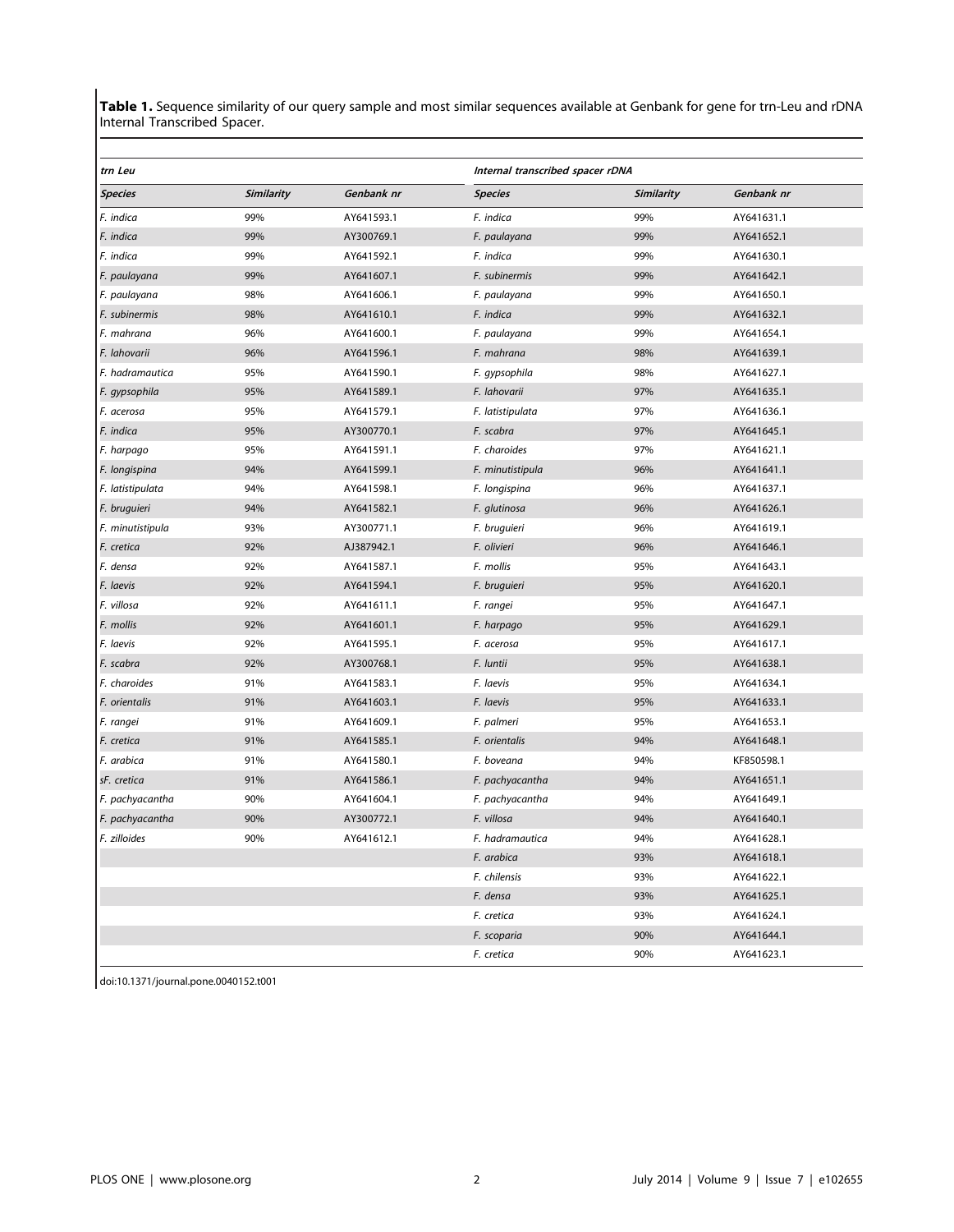**Table 1.** Sequence similarity of our query sample and most similar sequences available at Genbank for gene for trn-Leu and rDNA Internal Transcribed Spacer.

| *trn Leu* | | | *Internal transcribed spacer rDNA* | | |
|---|---|---|---|---|---|
| ***Species*** | ***Similarity*** | ***Genbank nr*** | ***Species*** | ***Similarity*** | ***Genbank nr*** |
| *F. indica* | 99% | AY641593.1 | *F. indica* | 99% | AY641631.1 |
| *F. indica* | 99% | AY300769.1 | *F. paulayana* | 99% | AY641652.1 |
| *F. indica* | 99% | AY641592.1 | *F. indica* | 99% | AY641630.1 |
| *F. paulayana* | 99% | AY641607.1 | *F. subinermis* | 99% | AY641642.1 |
| *F. paulayana* | 98% | AY641606.1 | *F. paulayana* | 99% | AY641650.1 |
| *F. subinermis* | 98% | AY641610.1 | *F. indica* | 99% | AY641632.1 |
| *F. mahrana* | 96% | AY641600.1 | *F. paulayana* | 99% | AY641654.1 |
| *F. lahovarii* | 96% | AY641596.1 | *F. mahrana* | 98% | AY641639.1 |
| *F. hadramautica* | 95% | AY641590.1 | *F. gypsophila* | 98% | AY641627.1 |
| *F. gypsophila* | 95% | AY641589.1 | *F. lahovarii* | 97% | AY641635.1 |
| *F. acerosa* | 95% | AY641579.1 | *F. latistipulata* | 97% | AY641636.1 |
| *F. indica* | 95% | AY300770.1 | *F. scabra* | 97% | AY641645.1 |
| *F. harpago* | 95% | AY641591.1 | *F. charoides* | 97% | AY641621.1 |
| *F. longispina* | 94% | AY641599.1 | *F. minutistipula* | 96% | AY641641.1 |
| *F. latistipulata* | 94% | AY641598.1 | *F. longispina* | 96% | AY641637.1 |
| *F. bruguieri* | 94% | AY641582.1 | *F. glutinosa* | 96% | AY641626.1 |
| *F. minutistipula* | 93% | AY300771.1 | *F. bruguieri* | 96% | AY641619.1 |
| *F. cretica* | 92% | AJ387942.1 | *F. olivieri* | 96% | AY641646.1 |
| *F. densa* | 92% | AY641587.1 | *F. mollis* | 95% | AY641643.1 |
| *F. laevis* | 92% | AY641594.1 | *F. bruguieri* | 95% | AY641620.1 |
| *F. villosa* | 92% | AY641611.1 | *F. rangei* | 95% | AY641647.1 |
| *F. mollis* | 92% | AY641601.1 | *F. harpago* | 95% | AY641629.1 |
| *F. laevis* | 92% | AY641595.1 | *F. acerosa* | 95% | AY641617.1 |
| *F. scabra* | 92% | AY300768.1 | *F. luntii* | 95% | AY641638.1 |
| *F. charoides* | 91% | AY641583.1 | *F. laevis* | 95% | AY641634.1 |
| *F. orientalis* | 91% | AY641603.1 | *F. laevis* | 95% | AY641633.1 |
| *F. rangei* | 91% | AY641609.1 | *F. palmeri* | 95% | AY641653.1 |
| *F. cretica* | 91% | AY641585.1 | *F. orientalis* | 94% | AY641648.1 |
| *F. arabica* | 91% | AY641580.1 | *F. boveana* | 94% | KF850598.1 |
| *sF. cretica* | 91% | AY641586.1 | *F. pachyacantha* | 94% | AY641651.1 |
| *F. pachyacantha* | 90% | AY641604.1 | *F. pachyacantha* | 94% | AY641649.1 |
| *F. pachyacantha* | 90% | AY300772.1 | *F. villosa* | 94% | AY641640.1 |
| *F. zilloides* | 90% | AY641612.1 | *F. hadramautica* | 94% | AY641628.1 |
| | | | *F. arabica* | 93% | AY641618.1 |
| | | | *F. chilensis* | 93% | AY641622.1 |
| | | | *F. densa* | 93% | AY641625.1 |
| | | | *F. cretica* | 93% | AY641624.1 |
| | | | *F. scoparia* | 90% | AY641644.1 |
| | | | *F. cretica* | 90% | AY641623.1 |

doi:10.1371/journal.pone.0040152.t001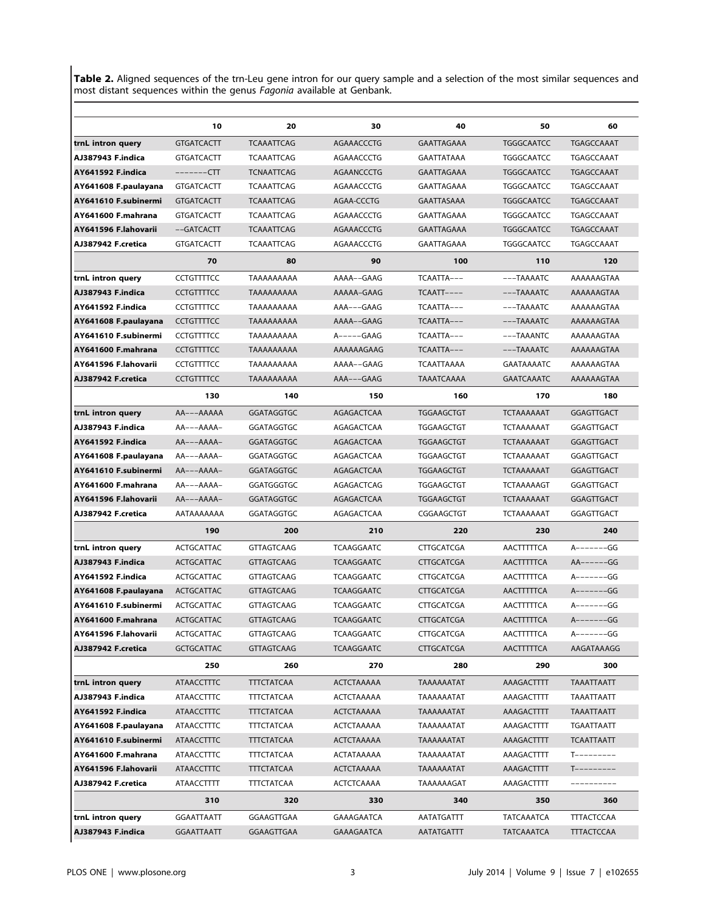**Table 2.** Aligned sequences of the trn-Leu gene intron for our query sample and a selection of the most similar sequences and most distant sequences within the genus *Fagonia* available at Genbank.

| | 10 | 20 | 30 | 40 | 50 | 60 |
|---|---|---|---|---|---|---|
| **trnL intron query** | GTGATCACTT | TCAAATTCAG | AGAAACCCTG | GAATTAGAAA | TGGGCAATCC | TGAGCCAAAT |
| **AJ387943 F.indica** | GTGATCACTT | TCAAATTCAG | AGAAACCCTG | GAATTATAAA | TGGGCAATCC | TGAGCCAAAT |
| **AY641592 F.indica** | -------CTT | TCNAATTCAG | AGAANCCCTG | GAATTAGAAA | TGGGCAATCC | TGAGCCAAAT |
| **AY641608 F.paulayana** | GTGATCACTT | TCAAATTCAG | AGAAACCCTG | GAATTAGAAA | TGGGCAATCC | TGAGCCAAAT |
| **AY641610 F.subinermi** | GTGATCACTT | TCAAATTCAG | AGAA-CCCTG | GAATTASAAA | TGGGCAATCC | TGAGCCAAAT |
| **AY641600 F.mahrana** | GTGATCACTT | TCAAATTCAG | AGAAACCCTG | GAATTAGAAA | TGGGCAATCC | TGAGCCAAAT |
| **AY641596 F.lahovarii** | --GATCACTT | TCAAATTCAG | AGAAACCCTG | GAATTAGAAA | TGGGCAATCC | TGAGCCAAAT |
| **AJ387942 F.cretica** | GTGATCACTT | TCAAATTCAG | AGAAACCCTG | GAATTAGAAA | TGGGCAATCC | TGAGCCAAAT |
| | **70** | **80** | **90** | **100** | **110** | **120** |
| **trnL intron query** | CCTGTTTTCC | TAAAAAAAAA | AAAA--GAAG | TCAATTA--- | ---TAAAATC | AAAAAAGTAA |
| **AJ387943 F.indica** | CCTGTTTTCC | TAAAAAAAAA | AAAAA-GAAG | TCAATT---- | ---TAAAATC | AAAAAAGTAA |
| **AY641592 F.indica** | CCTGTTTTCC | TAAAAAAAAA | AAA---GAAG | TCAATTA--- | ---TAAAATC | AAAAAAGTAA |
| **AY641608 F.paulayana** | CCTGTTTTCC | TAAAAAAAAA | AAAA--GAAG | TCAATTA--- | ---TAAAATC | AAAAAAGTAA |
| **AY641610 F.subinermi** | CCTGTTTTCC | TAAAAAAAAA | A-----GAAG | TCAATTA--- | ---TAAANTC | AAAAAAGTAA |
| **AY641600 F.mahrana** | CCTGTTTTCC | TAAAAAAAAA | AAAAAAGAAG | TCAATTA--- | ---TAAAATC | AAAAAAGTAA |
| **AY641596 F.lahovarii** | CCTGTTTTCC | TAAAAAAAAA | AAAA--GAAG | TCAATTAAAA | GAATAAAATC | AAAAAAGTAA |
| **AJ387942 F.cretica** | CCTGTTTTCC | TAAAAAAAAA | AAA---GAAG | TAAATCAAAA | GAATCAAATC | AAAAAAGTAA |
| | **130** | **140** | **150** | **160** | **170** | **180** |
| **trnL intron query** | AA---AAAAA | GGATAGGTGC | AGAGACTCAA | TGGAAGCTGT | TCTAAAAAAT | GGAGTTGACT |
| **AJ387943 F.indica** | AA---AAAA- | GGATAGGTGC | AGAGACTCAA | TGGAAGCTGT | TCTAAAAAAT | GGAGTTGACT |
| **AY641592 F.indica** | AA---AAAA- | GGATAGGTGC | AGAGACTCAA | TGGAAGCTGT | TCTAAAAAAT | GGAGTTGACT |
| **AY641608 F.paulayana** | AA---AAAA- | GGATAGGTGC | AGAGACTCAA | TGGAAGCTGT | TCTAAAAAAT | GGAGTTGACT |
| **AY641610 F.subinermi** | AA---AAAA- | GGATAGGTGC | AGAGACTCAA | TGGAAGCTGT | TCTAAAAAAT | GGAGTTGACT |
| **AY641600 F.mahrana** | AA---AAAA- | GGATGGGTGC | AGAGACTCAG | TGGAAGCTGT | TCTAAAAAGT | GGAGTTGACT |
| **AY641596 F.lahovarii** | AA---AAAA- | GGATAGGTGC | AGAGACTCAA | TGGAAGCTGT | TCTAAAAAAT | GGAGTTGACT |
| **AJ387942 F.cretica** | AATAAAAAAA | GGATAGGTGC | AGAGACTCAA | CGGAAGCTGT | TCTAAAAAAT | GGAGTTGACT |
| | **190** | **200** | **210** | **220** | **230** | **240** |
| **trnL intron query** | ACTGCATTAC | GTTAGTCAAG | TCAAGGAATC | CTTGCATCGA | AACTTTTTCA | A-------GG |
| **AJ387943 F.indica** | ACTGCATTAC | GTTAGTCAAG | TCAAGGAATC | CTTGCATCGA | AACTTTTTCA | AA------GG |
| **AY641592 F.indica** | ACTGCATTAC | GTTAGTCAAG | TCAAGGAATC | CTTGCATCGA | AACTTTTTCA | A-------GG |
| **AY641608 F.paulayana** | ACTGCATTAC | GTTAGTCAAG | TCAAGGAATC | CTTGCATCGA | AACTTTTTCA | A-------GG |
| **AY641610 F.subinermi** | ACTGCATTAC | GTTAGTCAAG | TCAAGGAATC | CTTGCATCGA | AACTTTTTCA | A-------GG |
| **AY641600 F.mahrana** | ACTGCATTAC | GTTAGTCAAG | TCAAGGAATC | CTTGCATCGA | AACTTTTTCA | A-------GG |
| **AY641596 F.lahovarii** | ACTGCATTAC | GTTAGTCAAG | TCAAGGAATC | CTTGCATCGA | AACTTTTTCA | A-------GG |
| **AJ387942 F.cretica** | GCTGCATTAC | GTTAGTCAAG | TCAAGGAATC | CTTGCATCGA | AACTTTTTCA | AAGATAAAGG |
| | **250** | **260** | **270** | **280** | **290** | **300** |
| **trnL intron query** | ATAACCTTTC | TTTCTATCAA | ACTCTAAAAA | TAAAAAATAT | AAAGACTTTT | TAAATTAATT |
| **AJ387943 F.indica** | ATAACCTTTC | TTTCTATCAA | ACTCTAAAAA | TAAAAAATAT | AAAGACTTTT | TAAATTAATT |
| **AY641592 F.indica** | ATAACCTTTC | TTTCTATCAA | ACTCTAAAAA | TAAAAAATAT | AAAGACTTTT | TAAATTAATT |
| **AY641608 F.paulayana** | ATAACCTTTC | TTTCTATCAA | ACTCTAAAAA | TAAAAAATAT | AAAGACTTTT | TGAATTAATT |
| **AY641610 F.subinermi** | ATAACCTTTC | TTTCTATCAA | ACTCTAAAAA | TAAAAAATAT | AAAGACTTTT | TCAATTAATT |
| **AY641600 F.mahrana** | ATAACCTTTC | TTTCTATCAA | ACTATAAAAA | TAAAAAATAT | AAAGACTTTT | T--------- |
| **AY641596 F.lahovarii** | ATAACCTTTC | TTTCTATCAA | ACTCTAAAAA | TAAAAAATAT | AAAGACTTTT | T--------- |
| **AJ387942 F.cretica** | ATAACCTTTT | TTTCTATCAA | ACTCTCAAAA | TAAAAAAGAT | AAAGACTTTT | ---------- |
| | **310** | **320** | **330** | **340** | **350** | **360** |
| **trnL intron query** | GGAATTAATT | GGAAGTTGAA | GAAAGAATCA | AATATGATTT | TATCAAATCA | TTTACTCCAA |
| **AJ387943 F.indica** | GGAATTAATT | GGAAGTTGAA | GAAAGAATCA | AATATGATTT | TATCAAATCA | TTTACTCCAA |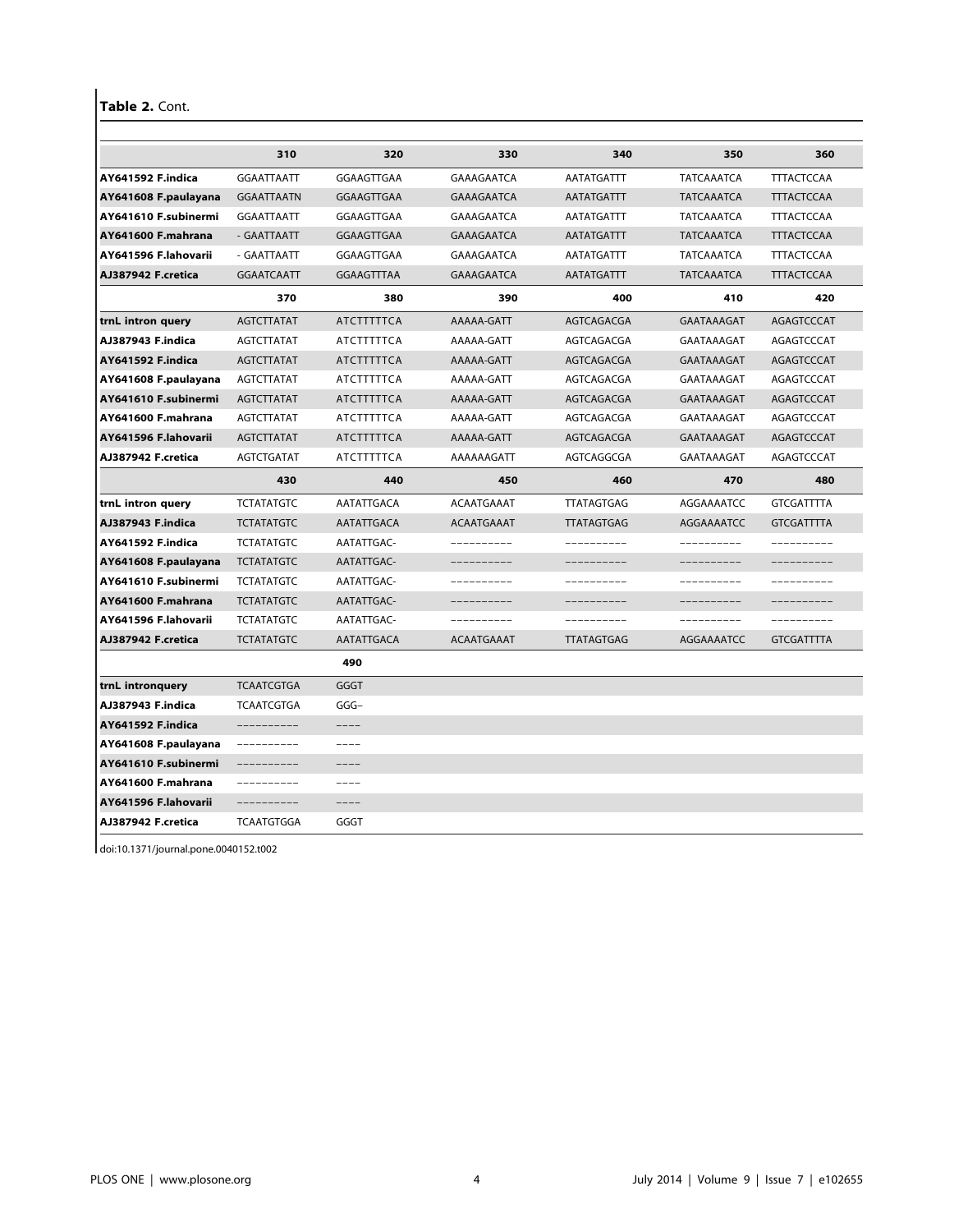**Table 2.** Cont.

| | 310 | 320 | 330 | 340 | 350 | 360 |
|---|---|---|---|---|---|---|
| **AY641592 F.indica** | GGAATTAATT | GGAAGTTGAA | GAAAGAATCA | AATATGATTT | TATCAAATCA | TTTACTCCAA |
| **AY641608 F.paulayana** | GGAATTAATN | GGAAGTTGAA | GAAAGAATCA | AATATGATTT | TATCAAATCA | TTTACTCCAA |
| **AY641610 F.subinermi** | GGAATTAATT | GGAAGTTGAA | GAAAGAATCA | AATATGATTT | TATCAAATCA | TTTACTCCAA |
| **AY641600 F.mahrana** | - GAATTAATT | GGAAGTTGAA | GAAAGAATCA | AATATGATTT | TATCAAATCA | TTTACTCCAA |
| **AY641596 F.lahovarii** | - GAATTAATT | GGAAGTTGAA | GAAAGAATCA | AATATGATTT | TATCAAATCA | TTTACTCCAA |
| **AJ387942 F.cretica** | GGAATCAATT | GGAAGTTTAA | GAAAGAATCA | AATATGATTT | TATCAAATCA | TTTACTCCAA |
| | **370** | **380** | **390** | **400** | **410** | **420** |
| **trnL intron query** | AGTCTTATAT | ATCTTTTTCA | AAAAA-GATT | AGTCAGACGA | GAATAAAGAT | AGAGTCCCAT |
| **AJ387943 F.indica** | AGTCTTATAT | ATCTTTTTCA | AAAAA-GATT | AGTCAGACGA | GAATAAAGAT | AGAGTCCCAT |
| **AY641592 F.indica** | AGTCTTATAT | ATCTTTTTCA | AAAAA-GATT | AGTCAGACGA | GAATAAAGAT | AGAGTCCCAT |
| **AY641608 F.paulayana** | AGTCTTATAT | ATCTTTTTCA | AAAAA-GATT | AGTCAGACGA | GAATAAAGAT | AGAGTCCCAT |
| **AY641610 F.subinermi** | AGTCTTATAT | ATCTTTTTCA | AAAAA-GATT | AGTCAGACGA | GAATAAAGAT | AGAGTCCCAT |
| **AY641600 F.mahrana** | AGTCTTATAT | ATCTTTTTCA | AAAAA-GATT | AGTCAGACGA | GAATAAAGAT | AGAGTCCCAT |
| **AY641596 F.lahovarii** | AGTCTTATAT | ATCTTTTTCA | AAAAA-GATT | AGTCAGACGA | GAATAAAGAT | AGAGTCCCAT |
| **AJ387942 F.cretica** | AGTCTGATAT | ATCTTTTTCA | AAAAAAGATT | AGTCAGGCGA | GAATAAAGAT | AGAGTCCCAT |
| | **430** | **440** | **450** | **460** | **470** | **480** |
| **trnL intron query** | TCTATATGTC | AATATTGACA | ACAATGAAAT | TTATAGTGAG | AGGAAAATCC | GTCGATTTTA |
| **AJ387943 F.indica** | TCTATATGTC | AATATTGACA | ACAATGAAAT | TTATAGTGAG | AGGAAAATCC | GTCGATTTTA |
| **AY641592 F.indica** | TCTATATGTC | AATATTGAC- | ---------- | ---------- | ---------- | ---------- |
| **AY641608 F.paulayana** | TCTATATGTC | AATATTGAC- | ---------- | ---------- | ---------- | ---------- |
| **AY641610 F.subinermi** | TCTATATGTC | AATATTGAC- | ---------- | ---------- | ---------- | ---------- |
| **AY641600 F.mahrana** | TCTATATGTC | AATATTGAC- | ---------- | ---------- | ---------- | ---------- |
| **AY641596 F.lahovarii** | TCTATATGTC | AATATTGAC- | ---------- | ---------- | ---------- | ---------- |
| **AJ387942 F.cretica** | TCTATATGTC | AATATTGACA | ACAATGAAAT | TTATAGTGAG | AGGAAAATCC | GTCGATTTTA |
| | | **490** | | | | |
| **trnL intronquery** | TCAATCGTGA | GGGT | | | | |
| **AJ387943 F.indica** | TCAATCGTGA | GGG– | | | | |
| **AY641592 F.indica** | ---------- | ---- | | | | |
| **AY641608 F.paulayana** | ---------- | ---- | | | | |
| **AY641610 F.subinermi** | ---------- | ---- | | | | |
| **AY641600 F.mahrana** | ---------- | ---- | | | | |
| **AY641596 F.lahovarii** | ---------- | ---- | | | | |
| **AJ387942 F.cretica** | TCAATGTGGA | GGGT | | | | |

doi:10.1371/journal.pone.0040152.t002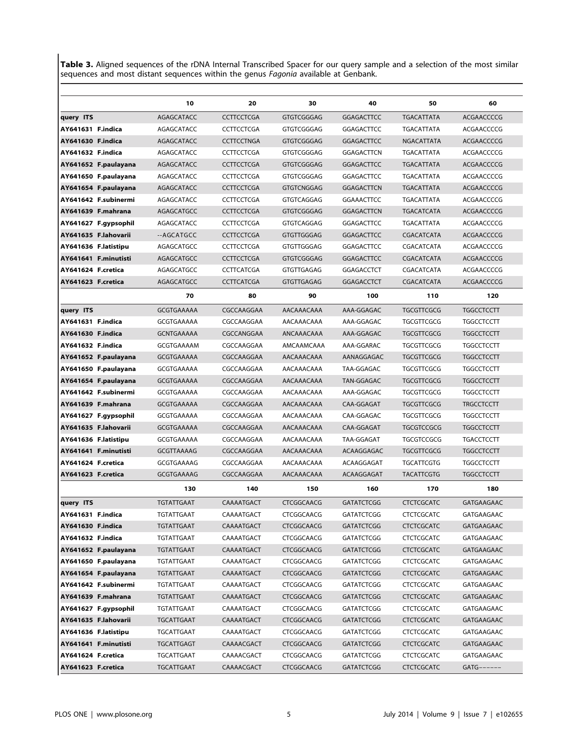**Table 3.** Aligned sequences of the rDNA Internal Transcribed Spacer for our query sample and a selection of the most similar sequences and most distant sequences within the genus *Fagonia* available at Genbank.

| | 10 | 20 | 30 | 40 | 50 | 60 |
|---|---|---|---|---|---|---|
| **query ITS** | AGAGCATACC | CCTTCCTCGA | GTGTCGGGAG | GGAGACTTCC | TGACATTATA | ACGAACCCCG |
| **AY641631 F.indica** | AGAGCATACC | CCTTCCTCGA | GTGTCGGGAG | GGAGACTTCC | TGACATTATA | ACGAACCCCG |
| **AY641630 F.indica** | AGAGCATACC | CCTTCCTNGA | GTGTCGGGAG | GGAGACTTCC | NGACATTATA | ACGAACCCCG |
| **AY641632 F.indica** | AGAGCATACC | CCTTCCTCGA | GTGTCGGGAG | GGAGACTTCN | TGACATTATA | ACGAACCCCG |
| **AY641652 F.paulayana** | AGAGCATACC | CCTTCCTCGA | GTGTCGGGAG | GGAGACTTCC | TGACATTATA | ACGAACCCCG |
| **AY641650 F.paulayana** | AGAGCATACC | CCTTCCTCGA | GTGTCGGGAG | GGAGACTTCC | TGACATTATA | ACGAACCCCG |
| **AY641654 F.paulayana** | AGAGCATACC | CCTTCCTCGA | GTGTCNGGAG | GGAGACTTCN | TGACATTATA | ACGAACCCCG |
| **AY641642 F.subinermi** | AGAGCATACC | CCTTCCTCGA | GTGTCAGGAG | GGAAACTTCC | TGACATTATA | ACGAACCCCG |
| **AY641639 F.mahrana** | AGAGCATGCC | CCTTCCTCGA | GTGTCGGGAG | GGAGACTTCN | TGACATCATA | ACGAACCCCG |
| **AY641627 F.gypsophil** | AGAGCATACC | CCTTCCTCGA | GTGTCAGGAG | GGAGACTTCC | TGACATTATA | ACGAACCCCG |
| **AY641635 F.lahovarii** | --AGCATGCC | CCTTCCTCGA | GTGTTGGGAG | GGAGACTTCC | CGACATCATA | ACGAACCCCG |
| **AY641636 F.latistipu** | AGAGCATGCC | CCTTCCTCGA | GTGTTGGGAG | GGAGACTTCC | CGACATCATA | ACGAACCCCG |
| **AY641641 F.minutisti** | AGAGCATGCC | CCTTCCTCGA | GTGTCGGGAG | GGAGACTTCC | CGACATCATA | ACGAACCCCG |
| **AY641624 F.cretica** | AGAGCATGCC | CCTTCATCGA | GTGTTGAGAG | GGAGACCTCT | CGACATCATA | ACGAACCCCG |
| **AY641623 F.cretica** | AGAGCATGCC | CCTTCATCGA | GTGTTGAGAG | GGAGACCTCT | CGACATCATA | ACGAACCCCG |
| | **70** | **80** | **90** | **100** | **110** | **120** |
| **query ITS** | GCGTGAAAAA | CGCCAAGGAA | AACAAACAAA | AAA-GGAGAC | TGCGTTCGCG | TGGCCTCCTT |
| **AY641631 F.indica** | GCGTGAAAAA | CGCCAAGGAA | AACAAACAAA | AAA-GGAGAC | TGCGTTCGCG | TGGCCTCCTT |
| **AY641630 F.indica** | GCNTGAAAAA | CGCCANGGAA | ANCAAACAAA | AAA-GGAGAC | TGCGTTCGCG | TGGCCTCCTT |
| **AY641632 F.indica** | GCGTGAAAAM | CGCCAAGGAA | AMCAAMCAAA | AAA-GGARAC | TGCGTTCGCG | TGGCCTCCTT |
| **AY641652 F.paulayana** | GCGTGAAAAA | CGCCAAGGAA | AACAAACAAA | AANAGGAGAC | TGCGTTCGCG | TGGCCTCCTT |
| **AY641650 F.paulayana** | GCGTGAAAAA | CGCCAAGGAA | AACAAACAAA | TAA-GGAGAC | TGCGTTCGCG | TGGCCTCCTT |
| **AY641654 F.paulayana** | GCGTGAAAAA | CGCCAAGGAA | AACAAACAAA | TAN-GGAGAC | TGCGTTCGCG | TGGCCTCCTT |
| **AY641642 F.subinermi** | GCGTGAAAAA | CGCCAAGGAA | AACAAACAAA | AAA-GGAGAC | TGCGTTCGCG | TGGCCTCCTT |
| **AY641639 F.mahrana** | GCGTGAAAAA | CGCCAAGGAA | AACAAACAAA | CAA-GGAGAT | TGCGTTCGCG | TRGCCTCCTT |
| **AY641627 F.gypsophil** | GCGTGAAAAA | CGCCAAGGAA | AACAAACAAA | CAA-GGAGAC | TGCGTTCGCG | TGGCCTCCTT |
| **AY641635 F.lahovarii** | GCGTGAAAAA | CGCCAAGGAA | AACAAACAAA | CAA-GGAGAT | TGCGTCCGCG | TGGCCTCCTT |
| **AY641636 F.latistipu** | GCGTGAAAAA | CGCCAAGGAA | AACAAACAAA | TAA-GGAGAT | TGCGTCCGCG | TGACCTCCTT |
| **AY641641 F.minutisti** | GCGTTAAAAG | CGCCAAGGAA | AACAAACAAA | ACAAGGAGAC | TGCGTTCGCG | TGGCCTCCTT |
| **AY641624 F.cretica** | GCGTGAAAAG | CGCCAAGGAA | AACAAACAAA | ACAAGGAGAT | TGCATTCGTG | TGGCCTCCTT |
| **AY641623 F.cretica** | GCGTGAAAAG | CGCCAAGGAA | AACAAACAAA | ACAAGGAGAT | TACATTCGTG | TGGCCTCCTT |
| | **130** | **140** | **150** | **160** | **170** | **180** |
| **query ITS** | TGTATTGAAT | CAAAATGACT | CTCGGCAACG | GATATCTCGG | CTCTCGCATC | GATGAAGAAC |
| **AY641631 F.indica** | TGTATTGAAT | CAAAATGACT | CTCGGCAACG | GATATCTCGG | CTCTCGCATC | GATGAAGAAC |
| **AY641630 F.indica** | TGTATTGAAT | CAAAATGACT | CTCGGCAACG | GATATCTCGG | CTCTCGCATC | GATGAAGAAC |
| **AY641632 F.indica** | TGTATTGAAT | CAAAATGACT | CTCGGCAACG | GATATCTCGG | CTCTCGCATC | GATGAAGAAC |
| **AY641652 F.paulayana** | TGTATTGAAT | CAAAATGACT | CTCGGCAACG | GATATCTCGG | CTCTCGCATC | GATGAAGAAC |
| **AY641650 F.paulayana** | TGTATTGAAT | CAAAATGACT | CTCGGCAACG | GATATCTCGG | CTCTCGCATC | GATGAAGAAC |
| **AY641654 F.paulayana** | TGTATTGAAT | CAAAATGACT | CTCGGCAACG | GATATCTCGG | CTCTCGCATC | GATGAAGAAC |
| **AY641642 F.subinermi** | TGTATTGAAT | CAAAATGACT | CTCGGCAACG | GATATCTCGG | CTCTCGCATC | GATGAAGAAC |
| **AY641639 F.mahrana** | TGTATTGAAT | CAAAATGACT | CTCGGCAACG | GATATCTCGG | CTCTCGCATC | GATGAAGAAC |
| **AY641627 F.gypsophil** | TGTATTGAAT | CAAAATGACT | CTCGGCAACG | GATATCTCGG | CTCTCGCATC | GATGAAGAAC |
| **AY641635 F.lahovarii** | TGCATTGAAT | CAAAATGACT | CTCGGCAACG | GATATCTCGG | CTCTCGCATC | GATGAAGAAC |
| **AY641636 F.latistipu** | TGCATTGAAT | CAAAATGACT | CTCGGCAACG | GATATCTCGG | CTCTCGCATC | GATGAAGAAC |
| **AY641641 F.minutisti** | TGCATTGAGT | CAAAACGACT | CTCGGCAACG | GATATCTCGG | CTCTCGCATC | GATGAAGAAC |
| **AY641624 F.cretica** | TGCATTGAAT | CAAAACGACT | CTCGGCAACG | GATATCTCGG | CTCTCGCATC | GATGAAGAAC |
| **AY641623 F.cretica** | TGCATTGAAT | CAAAACGACT | CTCGGCAACG | GATATCTCGG | CTCTCGCATC | GATG------ |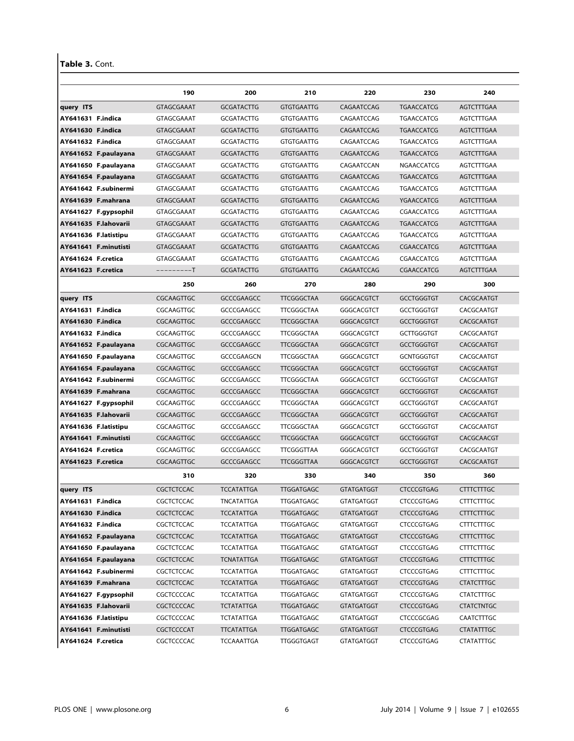**Table 3.** Cont.

| | 190 | 200 | 210 | 220 | 230 | 240 |
|---|---|---|---|---|---|---|
| query ITS | GTAGCGAAAT | GCGATACTTG | GTGTGAATTG | CAGAATCCAG | TGAACCATCG | AGTCTTTGAA |
| AY641631 F.indica | GTAGCGAAAT | GCGATACTTG | GTGTGAATTG | CAGAATCCAG | TGAACCATCG | AGTCTTTGAA |
| AY641630 F.indica | GTAGCGAAAT | GCGATACTTG | GTGTGAATTG | CAGAATCCAG | TGAACCATCG | AGTCTTTGAA |
| AY641632 F.indica | GTAGCGAAAT | GCGATACTTG | GTGTGAATTG | CAGAATCCAG | TGAACCATCG | AGTCTTTGAA |
| AY641652 F.paulayana | GTAGCGAAAT | GCGATACTTG | GTGTGAATTG | CAGAATCCAG | TGAACCATCG | AGTCTTTGAA |
| AY641650 F.paulayana | GTAGCGAAAT | GCGATACTTG | GTGTGAATTG | CAGAATCCAN | NGAACCATCG | AGTCTTTGAA |
| AY641654 F.paulayana | GTAGCGAAAT | GCGATACTTG | GTGTGAATTG | CAGAATCCAG | TGAACCATCG | AGTCTTTGAA |
| AY641642 F.subinermi | GTAGCGAAAT | GCGATACTTG | GTGTGAATTG | CAGAATCCAG | TGAACCATCG | AGTCTTTGAA |
| AY641639 F.mahrana | GTAGCGAAAT | GCGATACTTG | GTGTGAATTG | CAGAATCCAG | YGAACCATCG | AGTCTTTGAA |
| AY641627 F.gypsophil | GTAGCGAAAT | GCGATACTTG | GTGTGAATTG | CAGAATCCAG | CGAACCATCG | AGTCTTTGAA |
| AY641635 F.lahovarii | GTAGCGAAAT | GCGATACTTG | GTGTGAATTG | CAGAATCCAG | TGAACCATCG | AGTCTTTGAA |
| AY641636 F.latistipu | GTAGCGAAAT | GCGATACTTG | GTGTGAATTG | CAGAATCCAG | TGAACCATCG | AGTCTTTGAA |
| AY641641 F.minutisti | GTAGCGAAAT | GCGATACTTG | GTGTGAATTG | CAGAATCCAG | CGAACCATCG | AGTCTTTGAA |
| AY641624 F.cretica | GTAGCGAAAT | GCGATACTTG | GTGTGAATTG | CAGAATCCAG | CGAACCATCG | AGTCTTTGAA |
| AY641623 F.cretica | ---------T | GCGATACTTG | GTGTGAATTG | CAGAATCCAG | CGAACCATCG | AGTCTTTGAA |
| | **250** | **260** | **270** | **280** | **290** | **300** |
| query ITS | CGCAAGTTGC | GCCCGAAGCC | TTCGGGCTAA | GGGCACGTCT | GCCTGGGTGT | CACGCAATGT |
| AY641631 F.indica | CGCAAGTTGC | GCCCGAAGCC | TTCGGGCTAA | GGGCACGTCT | GCCTGGGTGT | CACGCAATGT |
| AY641630 F.indica | CGCAAGTTGC | GCCCGAAGCC | TTCGGGCTAA | GGGCACGTCT | GCCTGGGTGT | CACGCAATGT |
| AY641632 F.indica | CGCAAGTTGC | GCCCGAAGCC | TTCGGGCTAA | GGGCACGTCT | GCTTGGGTGT | CACGCAATGT |
| AY641652 F.paulayana | CGCAAGTTGC | GCCCGAAGCC | TTCGGGCTAA | GGGCACGTCT | GCCTGGGTGT | CACGCAATGT |
| AY641650 F.paulayana | CGCAAGTTGC | GCCCGAAGCN | TTCGGGCTAA | GGGCACGTCT | GCNTGGGTGT | CACGCAATGT |
| AY641654 F.paulayana | CGCAAGTTGC | GCCCGAAGCC | TTCGGGCTAA | GGGCACGTCT | GCCTGGGTGT | CACGCAATGT |
| AY641642 F.subinermi | CGCAAGTTGC | GCCCGAAGCC | TTCGGGCTAA | GGGCACGTCT | GCCTGGGTGT | CACGCAATGT |
| AY641639 F.mahrana | CGCAAGTTGC | GCCCGAAGCC | TTCGGGCTAA | GGGCACGTCT | GCCTGGGTGT | CACGCAATGT |
| AY641627 F.gypsophil | CGCAAGTTGC | GCCCGAAGCC | TTCGGGCTAA | GGGCACGTCT | GCCTGGGTGT | CACGCAATGT |
| AY641635 F.lahovarii | CGCAAGTTGC | GCCCGAAGCC | TTCGGGCTAA | GGGCACGTCT | GCCTGGGTGT | CACGCAATGT |
| AY641636 F.latistipu | CGCAAGTTGC | GCCCGAAGCC | TTCGGGCTAA | GGGCACGTCT | GCCTGGGTGT | CACGCAATGT |
| AY641641 F.minutisti | CGCAAGTTGC | GCCCGAAGCC | TTCGGGCTAA | GGGCACGTCT | GCCTGGGTGT | CACGCAACGT |
| AY641624 F.cretica | CGCAAGTTGC | GCCCGAAGCC | TTCGGGTTAA | GGGCACGTCT | GCCTGGGTGT | CACGCAATGT |
| AY641623 F.cretica | CGCAAGTTGC | GCCCGAAGCC | TTCGGGTTAA | GGGCACGTCT | GCCTGGGTGT | CACGCAATGT |
| | **310** | **320** | **330** | **340** | **350** | **360** |
| query ITS | CGCTCTCCAC | TCCATATTGA | TTGGATGAGC | GTATGATGGT | CTCCCGTGAG | CTTTCTTTGC |
| AY641631 F.indica | CGCTCTCCAC | TNCATATTGA | TTGGATGAGC | GTATGATGGT | CTCCCGTGAG | CTTTCTTTGC |
| AY641630 F.indica | CGCTCTCCAC | TCCATATTGA | TTGGATGAGC | GTATGATGGT | CTCCCGTGAG | CTTTCTTTGC |
| AY641632 F.indica | CGCTCTCCAC | TCCATATTGA | TTGGATGAGC | GTATGATGGT | CTCCCGTGAG | CTTTCTTTGC |
| AY641652 F.paulayana | CGCTCTCCAC | TCCATATTGA | TTGGATGAGC | GTATGATGGT | CTCCCGTGAG | CTTTCTTTGC |
| AY641650 F.paulayana | CGCTCTCCAC | TCCATATTGA | TTGGATGAGC | GTATGATGGT | CTCCCGTGAG | CTTTCTTTGC |
| AY641654 F.paulayana | CGCTCTCCAC | TCNATATTGA | TTGGATGAGC | GTATGATGGT | CTCCCGTGAG | CTTTCTTTGC |
| AY641642 F.subinermi | CGCTCTCCAC | TCCATATTGA | TTGGATGAGC | GTATGATGGT | CTCCCGTGAG | CTTTCTTTGC |
| AY641639 F.mahrana | CGCTCTCCAC | TCCATATTGA | TTGGATGAGC | GTATGATGGT | CTCCCGTGAG | CTATCTTTGC |
| AY641627 F.gypsophil | CGCTCCCCAC | TCCATATTGA | TTGGATGAGC | GTATGATGGT | CTCCCGTGAG | CTATCTTTGC |
| AY641635 F.lahovarii | CGCTCCCCAC | TCTATATTGA | TTGGATGAGC | GTATGATGGT | CTCCCGTGAG | CTATCTNTGC |
| AY641636 F.latistipu | CGCTCCCCAC | TCTATATTGA | TTGGATGAGC | GTATGATGGT | CTCCCGCGAG | CAATCTTTGC |
| AY641641 F.minutisti | CGCTCCCCAT | TTCATATTGA | TTGGATGAGC | GTATGATGGT | CTCCCGTGAG | CTATATTTGC |
| AY641624 F.cretica | CGCTCCCCAC | TCCAAATTGA | TTGGGTGAGT | GTATGATGGT | CTCCCGTGAG | CTATATTTGC |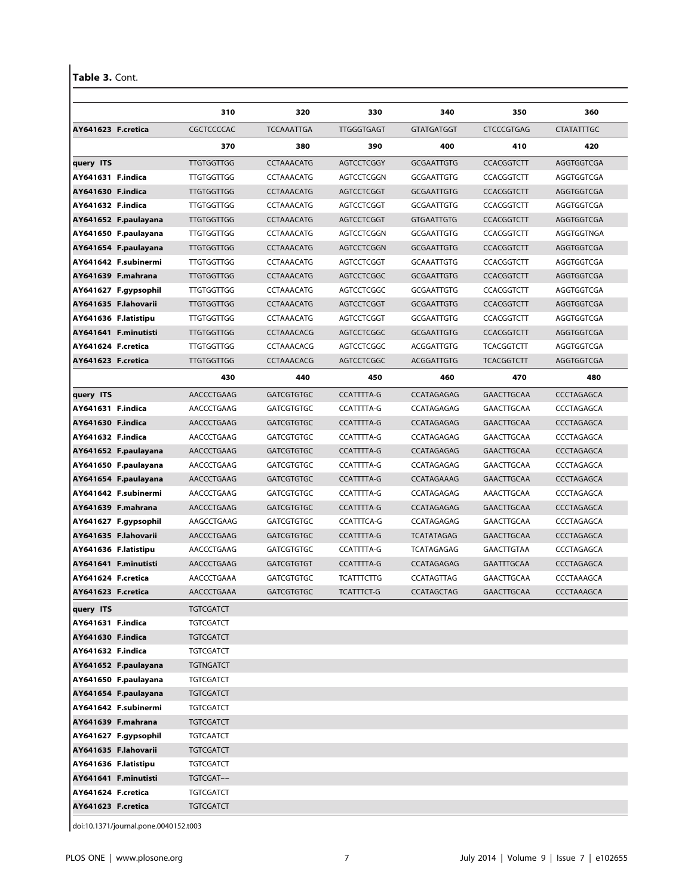**Table 3.** Cont.

| | 310 | 320 | 330 | 340 | 350 | 360 |
|---|---|---|---|---|---|---|
| **AY641623 F.cretica** | CGCTCCCCAC | TCCAAATTGA | TTGGGTGAGT | GTATGATGGT | CTCCCGTGAG | CTATATTTGC |
| | **370** | **380** | **390** | **400** | **410** | **420** |
| **query ITS** | TTGTGGTTGG | CCTAAACATG | AGTCCTCGGY | GCGAATTGTG | CCACGGTCTT | AGGTGGTCGA |
| **AY641631 F.indica** | TTGTGGTTGG | CCTAAACATG | AGTCCTCGGN | GCGAATTGTG | CCACGGTCTT | AGGTGGTCGA |
| **AY641630 F.indica** | TTGTGGTTGG | CCTAAACATG | AGTCCTCGGT | GCGAATTGTG | CCACGGTCTT | AGGTGGTCGA |
| **AY641632 F.indica** | TTGTGGTTGG | CCTAAACATG | AGTCCTCGGT | GCGAATTGTG | CCACGGTCTT | AGGTGGTCGA |
| **AY641652 F.paulayana** | TTGTGGTTGG | CCTAAACATG | AGTCCTCGGT | GTGAATTGTG | CCACGGTCTT | AGGTGGTCGA |
| **AY641650 F.paulayana** | TTGTGGTTGG | CCTAAACATG | AGTCCTCGGN | GCGAATTGTG | CCACGGTCTT | AGGTGGTNGA |
| **AY641654 F.paulayana** | TTGTGGTTGG | CCTAAACATG | AGTCCTCGGN | GCGAATTGTG | CCACGGTCTT | AGGTGGTCGA |
| **AY641642 F.subinermi** | TTGTGGTTGG | CCTAAACATG | AGTCCTCGGT | GCAAATTGTG | CCACGGTCTT | AGGTGGTCGA |
| **AY641639 F.mahrana** | TTGTGGTTGG | CCTAAACATG | AGTCCTCGGC | GCGAATTGTG | CCACGGTCTT | AGGTGGTCGA |
| **AY641627 F.gypsophil** | TTGTGGTTGG | CCTAAACATG | AGTCCTCGGC | GCGAATTGTG | CCACGGTCTT | AGGTGGTCGA |
| **AY641635 F.lahovarii** | TTGTGGTTGG | CCTAAACATG | AGTCCTCGGT | GCGAATTGTG | CCACGGTCTT | AGGTGGTCGA |
| **AY641636 F.latistipu** | TTGTGGTTGG | CCTAAACATG | AGTCCTCGGT | GCGAATTGTG | CCACGGTCTT | AGGTGGTCGA |
| **AY641641 F.minutisti** | TTGTGGTTGG | CCTAAACACG | AGTCCTCGGC | GCGAATTGTG | CCACGGTCTT | AGGTGGTCGA |
| **AY641624 F.cretica** | TTGTGGTTGG | CCTAAACACG | AGTCCTCGGC | ACGGATTGTG | TCACGGTCTT | AGGTGGTCGA |
| **AY641623 F.cretica** | TTGTGGTTGG | CCTAAACACG | AGTCCTCGGC | ACGGATTGTG | TCACGGTCTT | AGGTGGTCGA |
| | **430** | **440** | **450** | **460** | **470** | **480** |
| **query ITS** | AACCCTGAAG | GATCGTGTGC | CCATTTTA-G | CCATAGAGAG | GAACTTGCAA | CCCTAGAGCA |
| **AY641631 F.indica** | AACCCTGAAG | GATCGTGTGC | CCATTTTA-G | CCATAGAGAG | GAACTTGCAA | CCCTAGAGCA |
| **AY641630 F.indica** | AACCCTGAAG | GATCGTGTGC | CCATTTTA-G | CCATAGAGAG | GAACTTGCAA | CCCTAGAGCA |
| **AY641632 F.indica** | AACCCTGAAG | GATCGTGTGC | CCATTTTA-G | CCATAGAGAG | GAACTTGCAA | CCCTAGAGCA |
| **AY641652 F.paulayana** | AACCCTGAAG | GATCGTGTGC | CCATTTTA-G | CCATAGAGAG | GAACTTGCAA | CCCTAGAGCA |
| **AY641650 F.paulayana** | AACCCTGAAG | GATCGTGTGC | CCATTTTA-G | CCATAGAGAG | GAACTTGCAA | CCCTAGAGCA |
| **AY641654 F.paulayana** | AACCCTGAAG | GATCGTGTGC | CCATTTTA-G | CCATAGAAAG | GAACTTGCAA | CCCTAGAGCA |
| **AY641642 F.subinermi** | AACCCTGAAG | GATCGTGTGC | CCATTTTA-G | CCATAGAGAG | AAACTTGCAA | CCCTAGAGCA |
| **AY641639 F.mahrana** | AACCCTGAAG | GATCGTGTGC | CCATTTTA-G | CCATAGAGAG | GAACTTGCAA | CCCTAGAGCA |
| **AY641627 F.gypsophil** | AAGCCTGAAG | GATCGTGTGC | CCATTTCA-G | CCATAGAGAG | GAACTTGCAA | CCCTAGAGCA |
| **AY641635 F.lahovarii** | AACCCTGAAG | GATCGTGTGC | CCATTTTA-G | TCATATAGAG | GAACTTGCAA | CCCTAGAGCA |
| **AY641636 F.latistipu** | AACCCTGAAG | GATCGTGTGC | CCATTTTA-G | TCATAGAGAG | GAACTTGTAA | CCCTAGAGCA |
| **AY641641 F.minutisti** | AACCCTGAAG | GATCGTGTGT | CCATTTTA-G | CCATAGAGAG | GAATTTGCAA | CCCTAGAGCA |
| **AY641624 F.cretica** | AACCCTGAAA | GATCGTGTGC | TCATTTCTTG | CCATAGTTAG | GAACTTGCAA | CCCTAAAGCA |
| **AY641623 F.cretica** | AACCCTGAAA | GATCGTGTGC | TCATTTCT-G | CCATAGCTAG | GAACTTGCAA | CCCTAAAGCA |
| **query ITS** | TGTCGATCT | | | | | |
| **AY641631 F.indica** | TGTCGATCT | | | | | |
| **AY641630 F.indica** | TGTCGATCT | | | | | |
| **AY641632 F.indica** | TGTCGATCT | | | | | |
| **AY641652 F.paulayana** | TGTNGATCT | | | | | |
| **AY641650 F.paulayana** | TGTCGATCT | | | | | |
| **AY641654 F.paulayana** | TGTCGATCT | | | | | |
| **AY641642 F.subinermi** | TGTCGATCT | | | | | |
| **AY641639 F.mahrana** | TGTCGATCT | | | | | |
| **AY641627 F.gypsophil** | TGTCAATCT | | | | | |
| **AY641635 F.lahovarii** | TGTCGATCT | | | | | |
| **AY641636 F.latistipu** | TGTCGATCT | | | | | |
| **AY641641 F.minutisti** | TGTCGAT-- | | | | | |
| **AY641624 F.cretica** | TGTCGATCT | | | | | |
| **AY641623 F.cretica** | TGTCGATCT | | | | | |

doi:10.1371/journal.pone.0040152.t003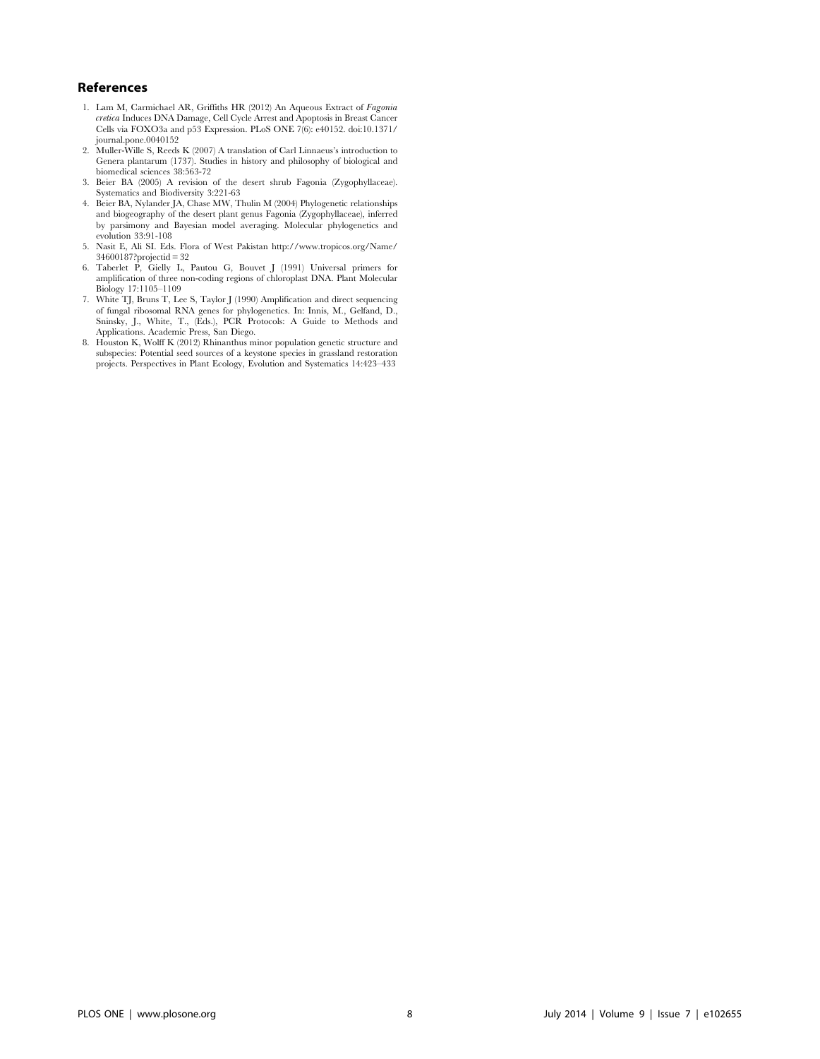## References

1. Lam M, Carmichael AR, Griffiths HR (2012) An Aqueous Extract of *Fagonia cretica* Induces DNA Damage, Cell Cycle Arrest and Apoptosis in Breast Cancer Cells via FOXO3a and p53 Expression. PLoS ONE 7(6): e40152. doi:10.1371/journal.pone.0040152
2. Muller-Wille S, Reeds K (2007) A translation of Carl Linnaeus's introduction to Genera plantarum (1737). Studies in history and philosophy of biological and biomedical sciences 38:563-72
3. Beier BA (2005) A revision of the desert shrub Fagonia (Zygophyllaceae). Systematics and Biodiversity 3:221-63
4. Beier BA, Nylander JA, Chase MW, Thulin M (2004) Phylogenetic relationships and biogeography of the desert plant genus Fagonia (Zygophyllaceae), inferred by parsimony and Bayesian model averaging. Molecular phylogenetics and evolution 33:91-108
5. Nasit E, Ali SI. Eds. Flora of West Pakistan http://www.tropicos.org/Name/34600187?projectid=32
6. Taberlet P, Gielly L, Pautou G, Bouvet J (1991) Universal primers for amplification of three non-coding regions of chloroplast DNA. Plant Molecular Biology 17:1105–1109
7. White TJ, Bruns T, Lee S, Taylor J (1990) Amplification and direct sequencing of fungal ribosomal RNA genes for phylogenetics. In: Innis, M., Gelfand, D., Sninsky, J., White, T., (Eds.), PCR Protocols: A Guide to Methods and Applications. Academic Press, San Diego.
8. Houston K, Wolff K (2012) Rhinanthus minor population genetic structure and subspecies: Potential seed sources of a keystone species in grassland restoration projects. Perspectives in Plant Ecology, Evolution and Systematics 14:423–433